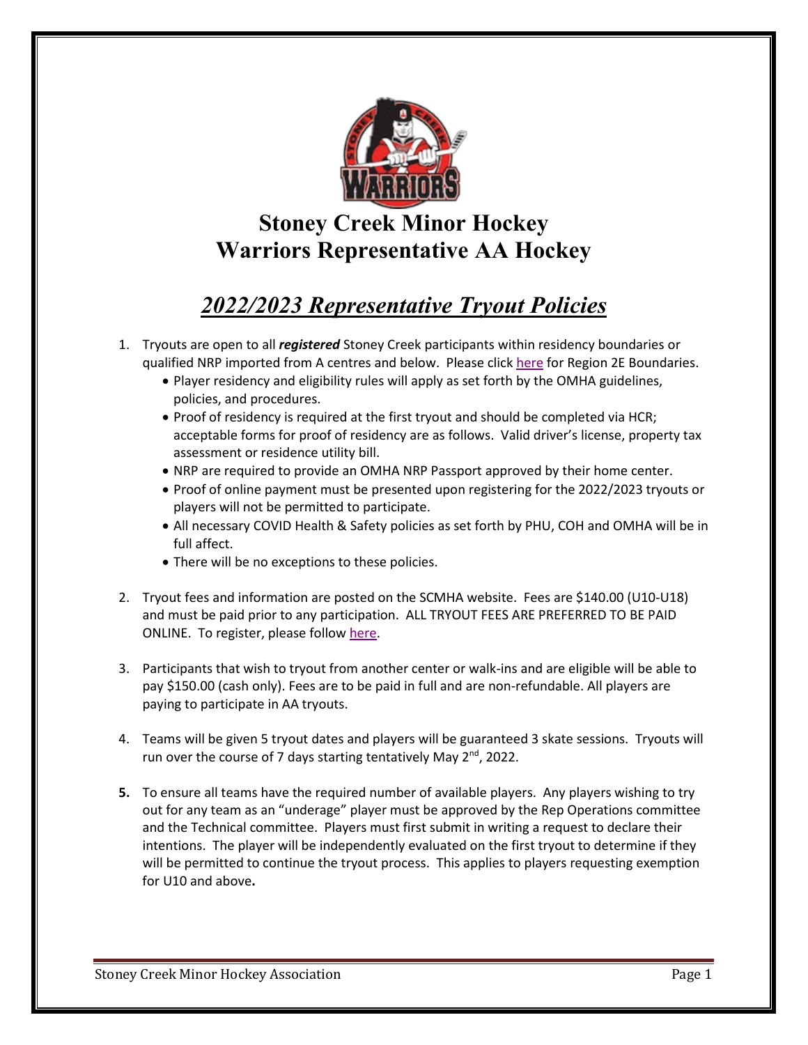# Stoney Creek Minor Hockey
# Warriors Representative AA Hockey

## *2022/2023 Representative Tryout Policies*

1. Tryouts are open to all ***registered*** Stoney Creek participants within residency boundaries or qualified NRP imported from A centres and below. Please click here for Region 2E Boundaries.
   - Player residency and eligibility rules will apply as set forth by the OMHA guidelines, policies, and procedures.
   - Proof of residency is required at the first tryout and should be completed via HCR; acceptable forms for proof of residency are as follows. Valid driver's license, property tax assessment or residence utility bill.
   - NRP are required to provide an OMHA NRP Passport approved by their home center.
   - Proof of online payment must be presented upon registering for the 2022/2023 tryouts or players will not be permitted to participate.
   - All necessary COVID Health & Safety policies as set forth by PHU, COH and OMHA will be in full affect.
   - There will be no exceptions to these policies.

2. Tryout fees and information are posted on the SCMHA website. Fees are $140.00 (U10-U18) and must be paid prior to any participation. ALL TRYOUT FEES ARE PREFERRED TO BE PAID ONLINE. To register, please follow here.

3. Participants that wish to tryout from another center or walk-ins and are eligible will be able to pay $150.00 (cash only). Fees are to be paid in full and are non-refundable. All players are paying to participate in AA tryouts.

4. Teams will be given 5 tryout dates and players will be guaranteed 3 skate sessions. Tryouts will run over the course of 7 days starting tentatively May 2nd, 2022.

5. To ensure all teams have the required number of available players. Any players wishing to try out for any team as an "underage" player must be approved by the Rep Operations committee and the Technical committee. Players must first submit in writing a request to declare their intentions. The player will be independently evaluated on the first tryout to determine if they will be permitted to continue the tryout process. This applies to players requesting exemption for U10 and above.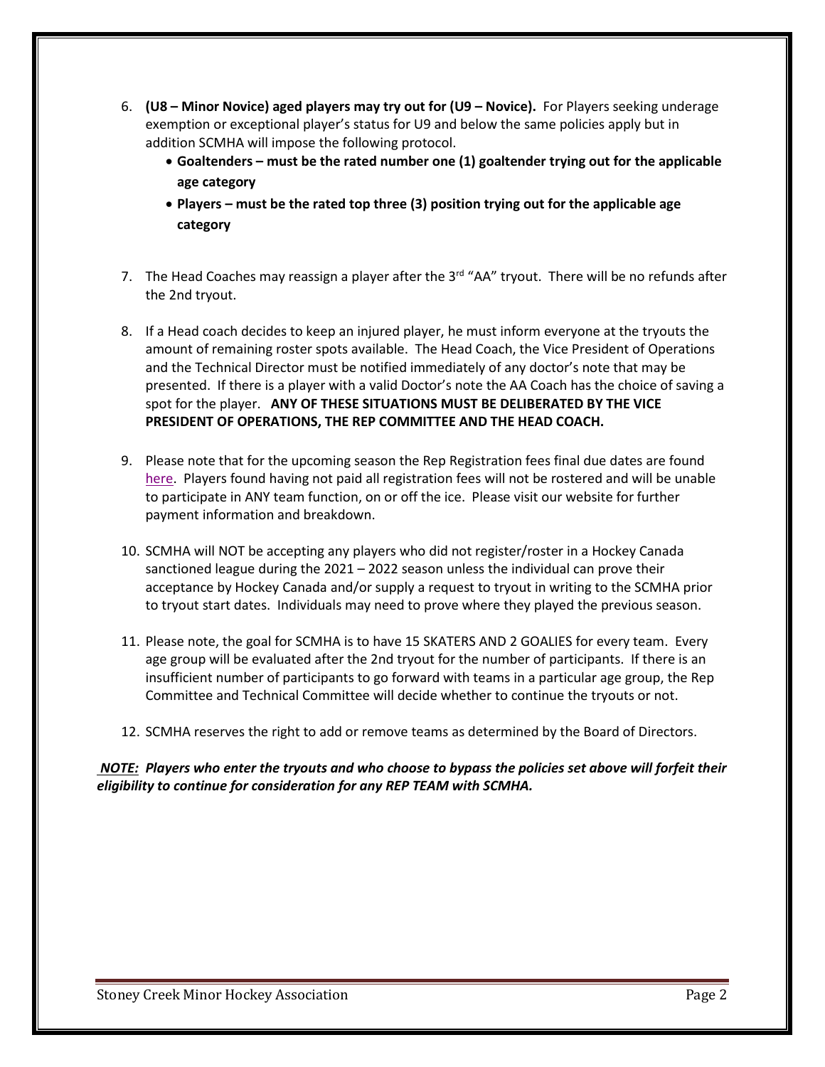6. **(U8 – Minor Novice) aged players may try out for (U9 – Novice).** For Players seeking underage exemption or exceptional player's status for U9 and below the same policies apply but in addition SCMHA will impose the following protocol.
   - **Goaltenders – must be the rated number one (1) goaltender trying out for the applicable age category**
   - **Players – must be the rated top three (3) position trying out for the applicable age category**

7. The Head Coaches may reassign a player after the 3rd "AA" tryout. There will be no refunds after the 2nd tryout.

8. If a Head coach decides to keep an injured player, he must inform everyone at the tryouts the amount of remaining roster spots available. The Head Coach, the Vice President of Operations and the Technical Director must be notified immediately of any doctor's note that may be presented. If there is a player with a valid Doctor's note the AA Coach has the choice of saving a spot for the player. **ANY OF THESE SITUATIONS MUST BE DELIBERATED BY THE VICE PRESIDENT OF OPERATIONS, THE REP COMMITTEE AND THE HEAD COACH.**

9. Please note that for the upcoming season the Rep Registration fees final due dates are found here. Players found having not paid all registration fees will not be rostered and will be unable to participate in ANY team function, on or off the ice. Please visit our website for further payment information and breakdown.

10. SCMHA will NOT be accepting any players who did not register/roster in a Hockey Canada sanctioned league during the 2021 – 2022 season unless the individual can prove their acceptance by Hockey Canada and/or supply a request to tryout in writing to the SCMHA prior to tryout start dates. Individuals may need to prove where they played the previous season.

11. Please note, the goal for SCMHA is to have 15 SKATERS AND 2 GOALIES for every team. Every age group will be evaluated after the 2nd tryout for the number of participants. If there is an insufficient number of participants to go forward with teams in a particular age group, the Rep Committee and Technical Committee will decide whether to continue the tryouts or not.

12. SCMHA reserves the right to add or remove teams as determined by the Board of Directors.

***NOTE:** Players who enter the tryouts and who choose to bypass the policies set above will forfeit their eligibility to continue for consideration for any REP TEAM with SCMHA.*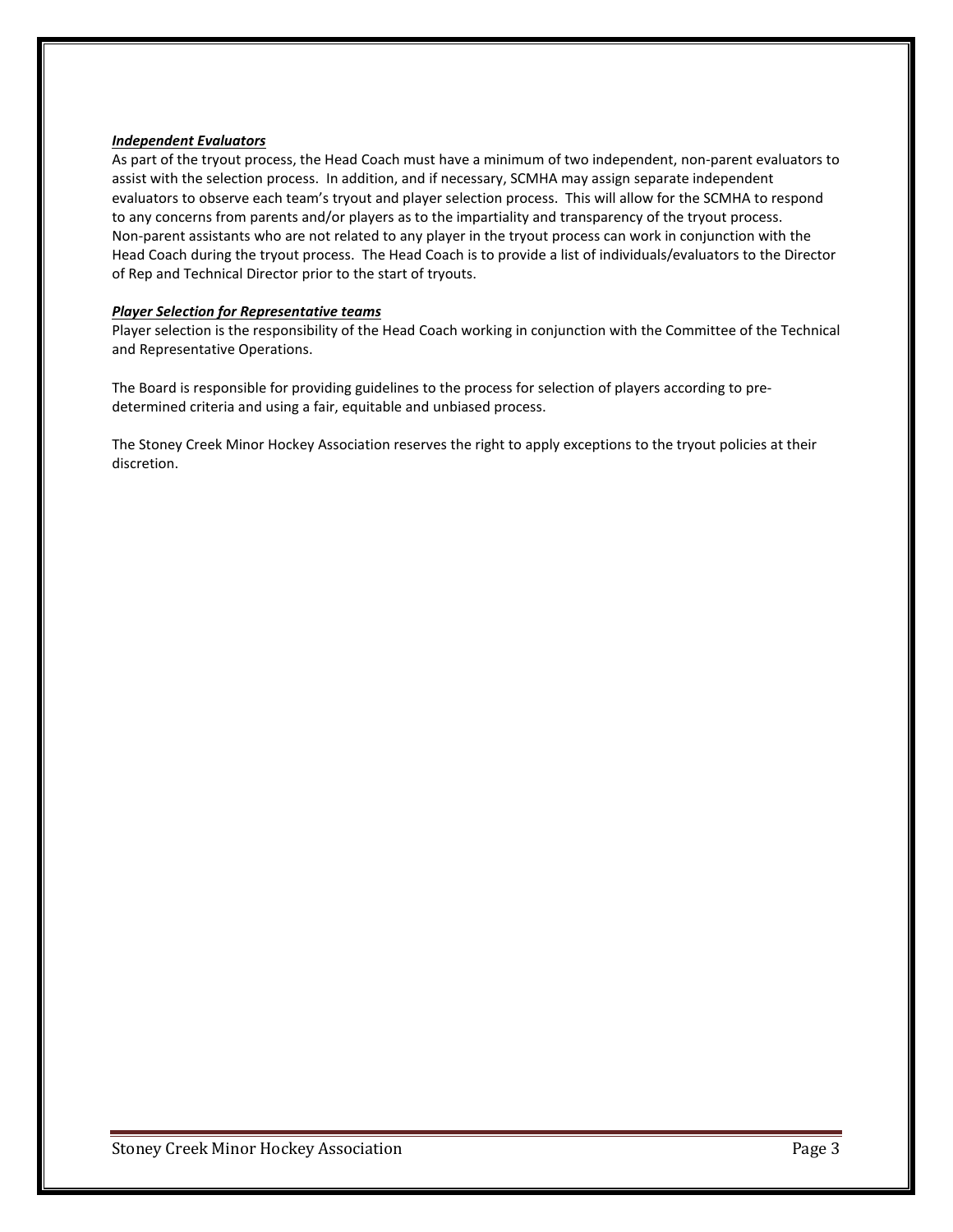***Independent Evaluators***

As part of the tryout process, the Head Coach must have a minimum of two independent, non-parent evaluators to assist with the selection process. In addition, and if necessary, SCMHA may assign separate independent evaluators to observe each team's tryout and player selection process. This will allow for the SCMHA to respond to any concerns from parents and/or players as to the impartiality and transparency of the tryout process. Non-parent assistants who are not related to any player in the tryout process can work in conjunction with the Head Coach during the tryout process. The Head Coach is to provide a list of individuals/evaluators to the Director of Rep and Technical Director prior to the start of tryouts.

***Player Selection for Representative teams***

Player selection is the responsibility of the Head Coach working in conjunction with the Committee of the Technical and Representative Operations.

The Board is responsible for providing guidelines to the process for selection of players according to pre-determined criteria and using a fair, equitable and unbiased process.

The Stoney Creek Minor Hockey Association reserves the right to apply exceptions to the tryout policies at their discretion.